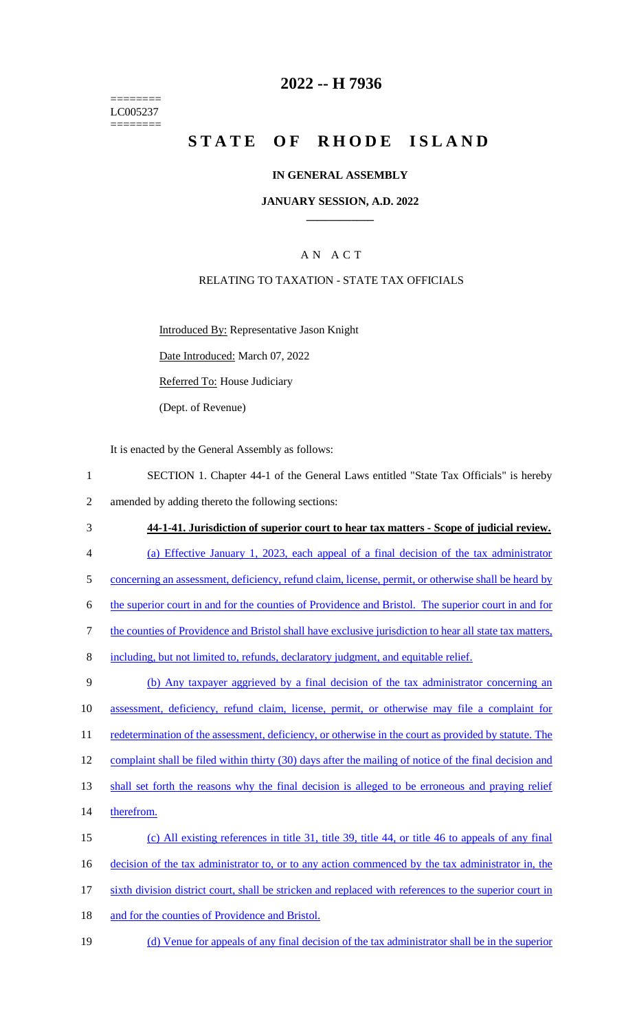========
LC005237
========

# 2022 -- H 7936

# STATE OF RHODE ISLAND

## IN GENERAL ASSEMBLY

### JANUARY SESSION, A.D. 2022

## A N A C T

### RELATING TO TAXATION - STATE TAX OFFICIALS

Introduced By: Representative Jason Knight

Date Introduced: March 07, 2022

Referred To: House Judiciary

(Dept. of Revenue)

It is enacted by the General Assembly as follows:

1 SECTION 1. Chapter 44-1 of the General Laws entitled "State Tax Officials" is hereby
2 amended by adding thereto the following sections:

3 **44-1-41. Jurisdiction of superior court to hear tax matters - Scope of judicial review.**

4 (a) Effective January 1, 2023, each appeal of a final decision of the tax administrator
5 concerning an assessment, deficiency, refund claim, license, permit, or otherwise shall be heard by
6 the superior court in and for the counties of Providence and Bristol. The superior court in and for
7 the counties of Providence and Bristol shall have exclusive jurisdiction to hear all state tax matters,
8 including, but not limited to, refunds, declaratory judgment, and equitable relief.

9 (b) Any taxpayer aggrieved by a final decision of the tax administrator concerning an
10 assessment, deficiency, refund claim, license, permit, or otherwise may file a complaint for
11 redetermination of the assessment, deficiency, or otherwise in the court as provided by statute. The
12 complaint shall be filed within thirty (30) days after the mailing of notice of the final decision and
13 shall set forth the reasons why the final decision is alleged to be erroneous and praying relief
14 therefrom.

15 (c) All existing references in title 31, title 39, title 44, or title 46 to appeals of any final
16 decision of the tax administrator to, or to any action commenced by the tax administrator in, the
17 sixth division district court, shall be stricken and replaced with references to the superior court in
18 and for the counties of Providence and Bristol.

19 (d) Venue for appeals of any final decision of the tax administrator shall be in the superior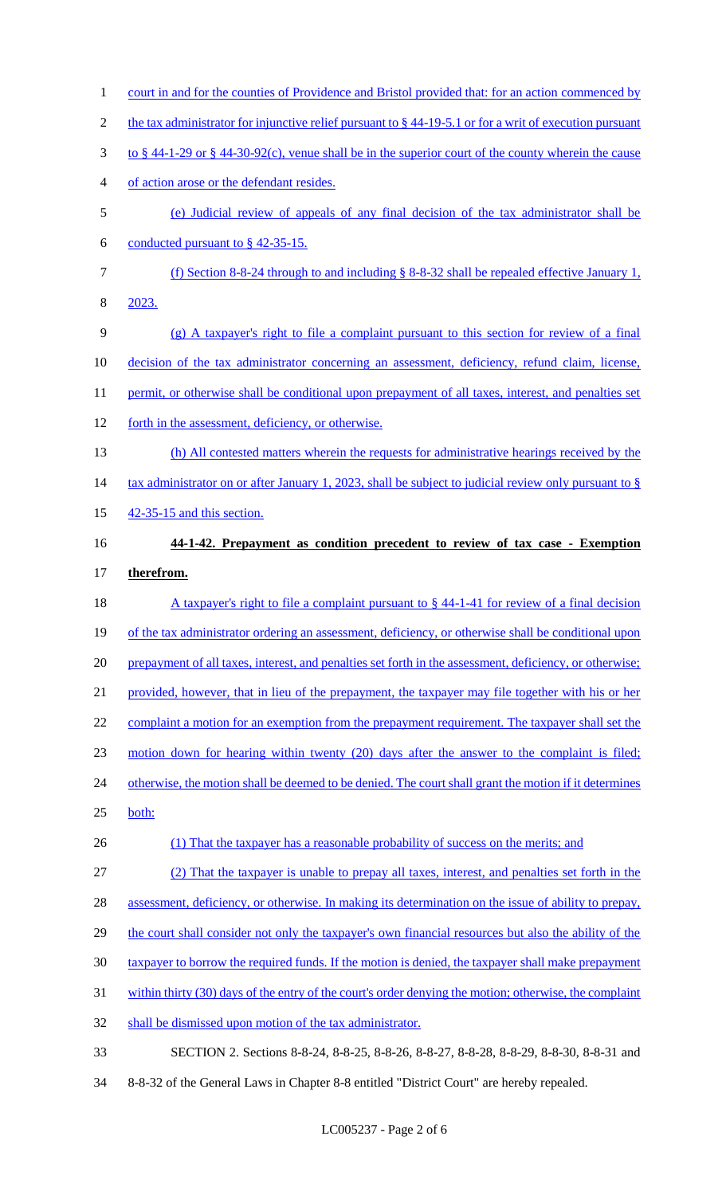court in and for the counties of Providence and Bristol provided that: for an action commenced by the tax administrator for injunctive relief pursuant to § 44-19-5.1 or for a writ of execution pursuant to § 44-1-29 or § 44-30-92(c), venue shall be in the superior court of the county wherein the cause of action arose or the defendant resides.

(e) Judicial review of appeals of any final decision of the tax administrator shall be conducted pursuant to § 42-35-15.

(f) Section 8-8-24 through to and including § 8-8-32 shall be repealed effective January 1, 2023.

(g) A taxpayer's right to file a complaint pursuant to this section for review of a final decision of the tax administrator concerning an assessment, deficiency, refund claim, license, permit, or otherwise shall be conditional upon prepayment of all taxes, interest, and penalties set forth in the assessment, deficiency, or otherwise.

(h) All contested matters wherein the requests for administrative hearings received by the tax administrator on or after January 1, 2023, shall be subject to judicial review only pursuant to § 42-35-15 and this section.

**44-1-42. Prepayment as condition precedent to review of tax case - Exemption therefrom.**

A taxpayer's right to file a complaint pursuant to § 44-1-41 for review of a final decision of the tax administrator ordering an assessment, deficiency, or otherwise shall be conditional upon prepayment of all taxes, interest, and penalties set forth in the assessment, deficiency, or otherwise; provided, however, that in lieu of the prepayment, the taxpayer may file together with his or her complaint a motion for an exemption from the prepayment requirement. The taxpayer shall set the motion down for hearing within twenty (20) days after the answer to the complaint is filed; otherwise, the motion shall be deemed to be denied. The court shall grant the motion if it determines both:

(1) That the taxpayer has a reasonable probability of success on the merits; and

(2) That the taxpayer is unable to prepay all taxes, interest, and penalties set forth in the assessment, deficiency, or otherwise. In making its determination on the issue of ability to prepay, the court shall consider not only the taxpayer's own financial resources but also the ability of the taxpayer to borrow the required funds. If the motion is denied, the taxpayer shall make prepayment within thirty (30) days of the entry of the court's order denying the motion; otherwise, the complaint shall be dismissed upon motion of the tax administrator.

SECTION 2. Sections 8-8-24, 8-8-25, 8-8-26, 8-8-27, 8-8-28, 8-8-29, 8-8-30, 8-8-31 and 8-8-32 of the General Laws in Chapter 8-8 entitled "District Court" are hereby repealed.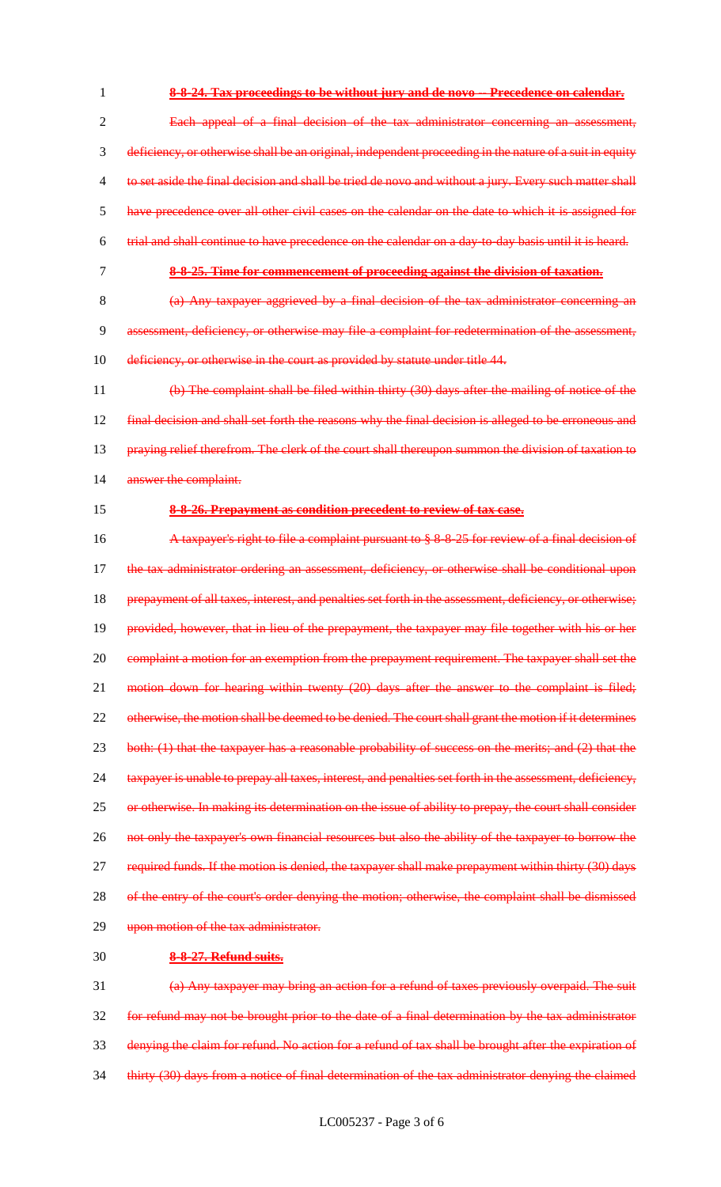**8-8-24. Tax proceedings to be without jury and de novo -- Precedence on calendar.**

Each appeal of a final decision of the tax administrator concerning an assessment, deficiency, or otherwise shall be an original, independent proceeding in the nature of a suit in equity to set aside the final decision and shall be tried de novo and without a jury. Every such matter shall have precedence over all other civil cases on the calendar on the date to which it is assigned for trial and shall continue to have precedence on the calendar on a day-to-day basis until it is heard.

**8-8-25. Time for commencement of proceeding against the division of taxation.**

(a) Any taxpayer aggrieved by a final decision of the tax administrator concerning an assessment, deficiency, or otherwise may file a complaint for redetermination of the assessment, deficiency, or otherwise in the court as provided by statute under title 44.

(b) The complaint shall be filed within thirty (30) days after the mailing of notice of the final decision and shall set forth the reasons why the final decision is alleged to be erroneous and praying relief therefrom. The clerk of the court shall thereupon summon the division of taxation to answer the complaint.

**8-8-26. Prepayment as condition precedent to review of tax case.**

A taxpayer's right to file a complaint pursuant to § 8-8-25 for review of a final decision of the tax administrator ordering an assessment, deficiency, or otherwise shall be conditional upon prepayment of all taxes, interest, and penalties set forth in the assessment, deficiency, or otherwise; provided, however, that in lieu of the prepayment, the taxpayer may file together with his or her complaint a motion for an exemption from the prepayment requirement. The taxpayer shall set the motion down for hearing within twenty (20) days after the answer to the complaint is filed; otherwise, the motion shall be deemed to be denied. The court shall grant the motion if it determines both: (1) that the taxpayer has a reasonable probability of success on the merits; and (2) that the taxpayer is unable to prepay all taxes, interest, and penalties set forth in the assessment, deficiency, or otherwise. In making its determination on the issue of ability to prepay, the court shall consider not only the taxpayer's own financial resources but also the ability of the taxpayer to borrow the required funds. If the motion is denied, the taxpayer shall make prepayment within thirty (30) days of the entry of the court's order denying the motion; otherwise, the complaint shall be dismissed upon motion of the tax administrator.

**8-8-27. Refund suits.**

(a) Any taxpayer may bring an action for a refund of taxes previously overpaid. The suit for refund may not be brought prior to the date of a final determination by the tax administrator denying the claim for refund. No action for a refund of tax shall be brought after the expiration of thirty (30) days from a notice of final determination of the tax administrator denying the claimed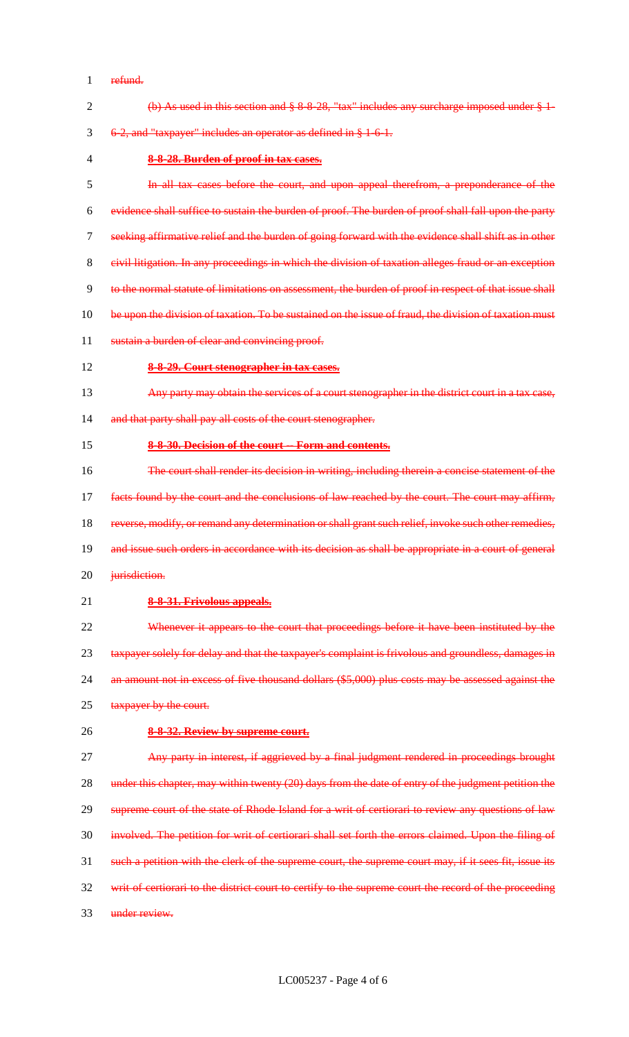~~refund.~~

~~(b) As used in this section and § 8-8-28, "tax" includes any surcharge imposed under § 1-6-2, and "taxpayer" includes an operator as defined in § 1-6-1.~~

~~**8-8-28. Burden of proof in tax cases.**~~

~~In all tax cases before the court, and upon appeal therefrom, a preponderance of the evidence shall suffice to sustain the burden of proof. The burden of proof shall fall upon the party seeking affirmative relief and the burden of going forward with the evidence shall shift as in other civil litigation. In any proceedings in which the division of taxation alleges fraud or an exception to the normal statute of limitations on assessment, the burden of proof in respect of that issue shall be upon the division of taxation. To be sustained on the issue of fraud, the division of taxation must sustain a burden of clear and convincing proof.~~

~~**8-8-29. Court stenographer in tax cases.**~~

~~Any party may obtain the services of a court stenographer in the district court in a tax case, and that party shall pay all costs of the court stenographer.~~

~~**8-8-30. Decision of the court -- Form and contents.**~~

~~The court shall render its decision in writing, including therein a concise statement of the facts found by the court and the conclusions of law reached by the court. The court may affirm, reverse, modify, or remand any determination or shall grant such relief, invoke such other remedies, and issue such orders in accordance with its decision as shall be appropriate in a court of general jurisdiction.~~

~~**8-8-31. Frivolous appeals.**~~

~~Whenever it appears to the court that proceedings before it have been instituted by the taxpayer solely for delay and that the taxpayer's complaint is frivolous and groundless, damages in an amount not in excess of five thousand dollars ($5,000) plus costs may be assessed against the taxpayer by the court.~~

~~**8-8-32. Review by supreme court.**~~

~~Any party in interest, if aggrieved by a final judgment rendered in proceedings brought under this chapter, may within twenty (20) days from the date of entry of the judgment petition the supreme court of the state of Rhode Island for a writ of certiorari to review any questions of law involved. The petition for writ of certiorari shall set forth the errors claimed. Upon the filing of such a petition with the clerk of the supreme court, the supreme court may, if it sees fit, issue its writ of certiorari to the district court to certify to the supreme court the record of the proceeding under review.~~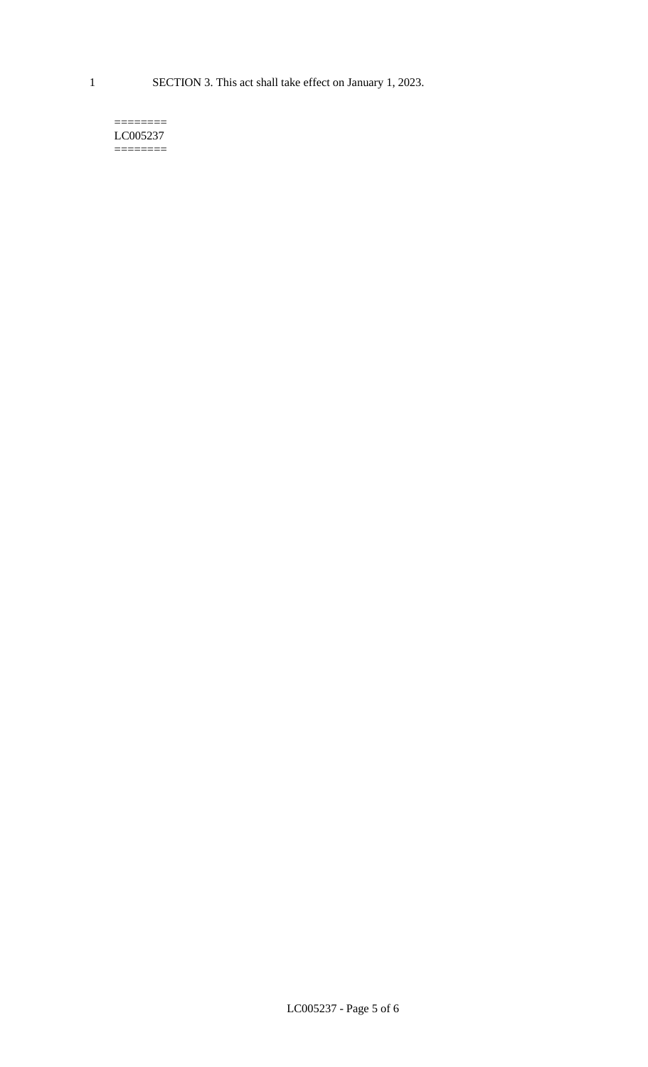SECTION 3. This act shall take effect on January 1, 2023.

========
LC005237
========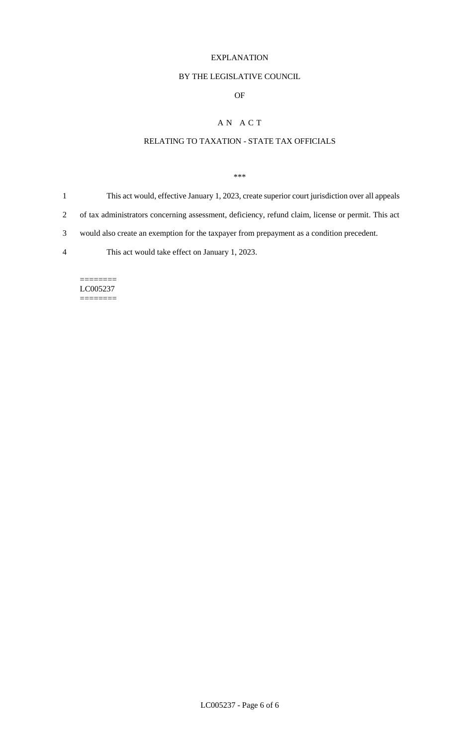EXPLANATION

BY THE LEGISLATIVE COUNCIL

OF

A N A C T

RELATING TO TAXATION - STATE TAX OFFICIALS

\*\*\*

1 This act would, effective January 1, 2023, create superior court jurisdiction over all appeals
2 of tax administrators concerning assessment, deficiency, refund claim, license or permit. This act
3 would also create an exemption for the taxpayer from prepayment as a condition precedent.
4 This act would take effect on January 1, 2023.

========
LC005237
========